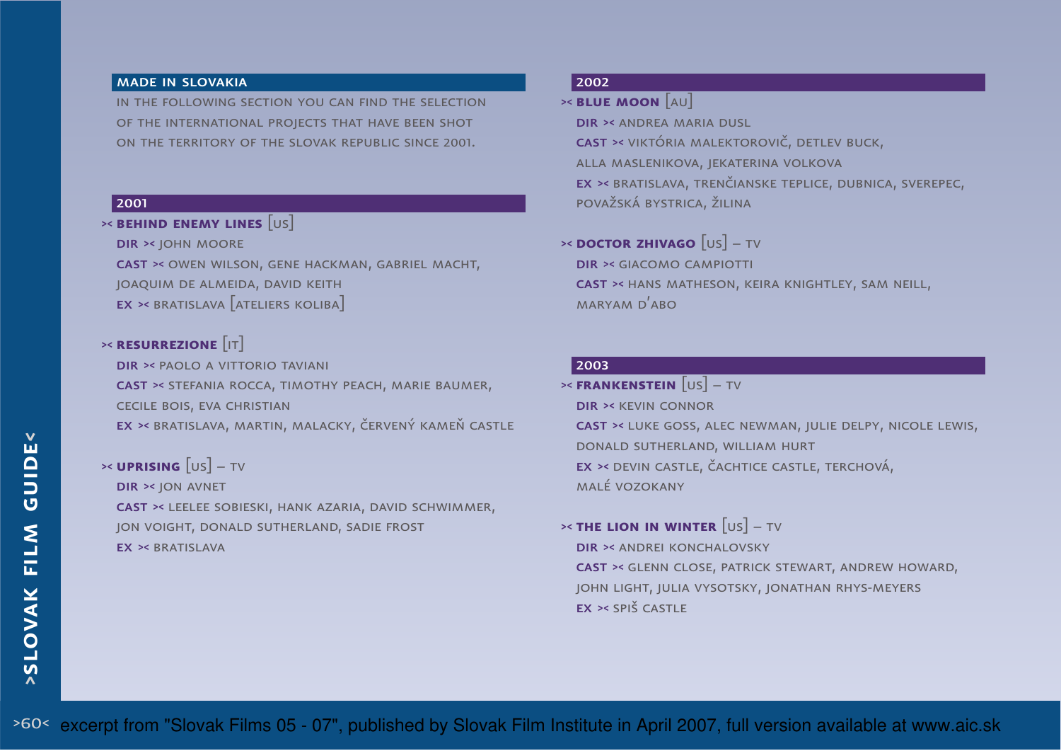## MADE IN SLOVAKIA

IN THE FOLLOWING SECTION YOU CAN FIND THE SELECTION OF THE INTERNATIONAL PROJECTS THAT HAVE BEEN SHOT ON THE TERRITORY OF THE SLOVAK REPUBLIC SINCE 2001.

## 2001

>< **BEHIND ENEMY LINES** [US]

**DIR** >< JOHN MOORE

**CAST** >< OWEN WILSON, GENE HACKMAN, GABRIEL MACHT, JOAQUIM DE ALMEIDA, DAVID KEITH

**EX** >< BRATISLAVA [ATELIERS KOLIBA]

>< **RESURREZIONE** [IT]

**DIR** >< PAOLO A VITTORIO TAVIANI

**CAST** >< STEFANIA ROCCA, TIMOTHY PEACH, MARIE BAUMER, CECILE BOIS, EVA CHRISTIAN

**EX** >< BRATISLAVA, MARTIN, MALACKY, ČERVENÝ KAMEŇ CASTLE

>< **UPRISING** [US] – TV

**DIR** >< JON AVNET

**CAST** >< LEELEE SOBIESKI, HANK AZARIA, DAVID SCHWIMMER, JON VOIGHT, DONALD SUTHERLAND, SADIE FROST

**EX** >< BRATISLAVA

## 2002

>< **BLUE MOON** [AU]

**DIR** >< ANDREA MARIA DUSL

**CAST** >< VIKTÓRIA MALEKTOROVIČ, DETLEV BUCK, ALLA MASLENIKOVA, JEKATERINA VOLKOVA

**EX** >< BRATISLAVA, TRENČIANSKE TEPLICE, DUBNICA, SVEREPEC, POVAŽSKÁ BYSTRICA, ŽILINA

>< **DOCTOR ZHIVAGO** [US] – TV

**DIR** >< GIACOMO CAMPIOTTI

**CAST** >< HANS MATHESON, KEIRA KNIGHTLEY, SAM NEILL, MARYAM D'ABO

## 2003

>< **FRANKENSTEIN** [US] – TV

**DIR** >< KEVIN CONNOR

**CAST** >< LUKE GOSS, ALEC NEWMAN, JULIE DELPY, NICOLE LEWIS, DONALD SUTHERLAND, WILLIAM HURT

**EX** >< DEVIN CASTLE, ČACHTICE CASTLE, TERCHOVÁ, MALÉ VOZOKANY

>< **THE LION IN WINTER** [US] – TV

**DIR** >< ANDREI KONCHALOVSKY

**CAST** >< GLENN CLOSE, PATRICK STEWART, ANDREW HOWARD, JOHN LIGHT, JULIA VYSOTSKY, JONATHAN RHYS-MEYERS

**EX** >< SPIŠ CASTLE

excerpt from "Slovak Films 05 - 07", published by Slovak Film Institute in April 2007, full version available at www.aic.sk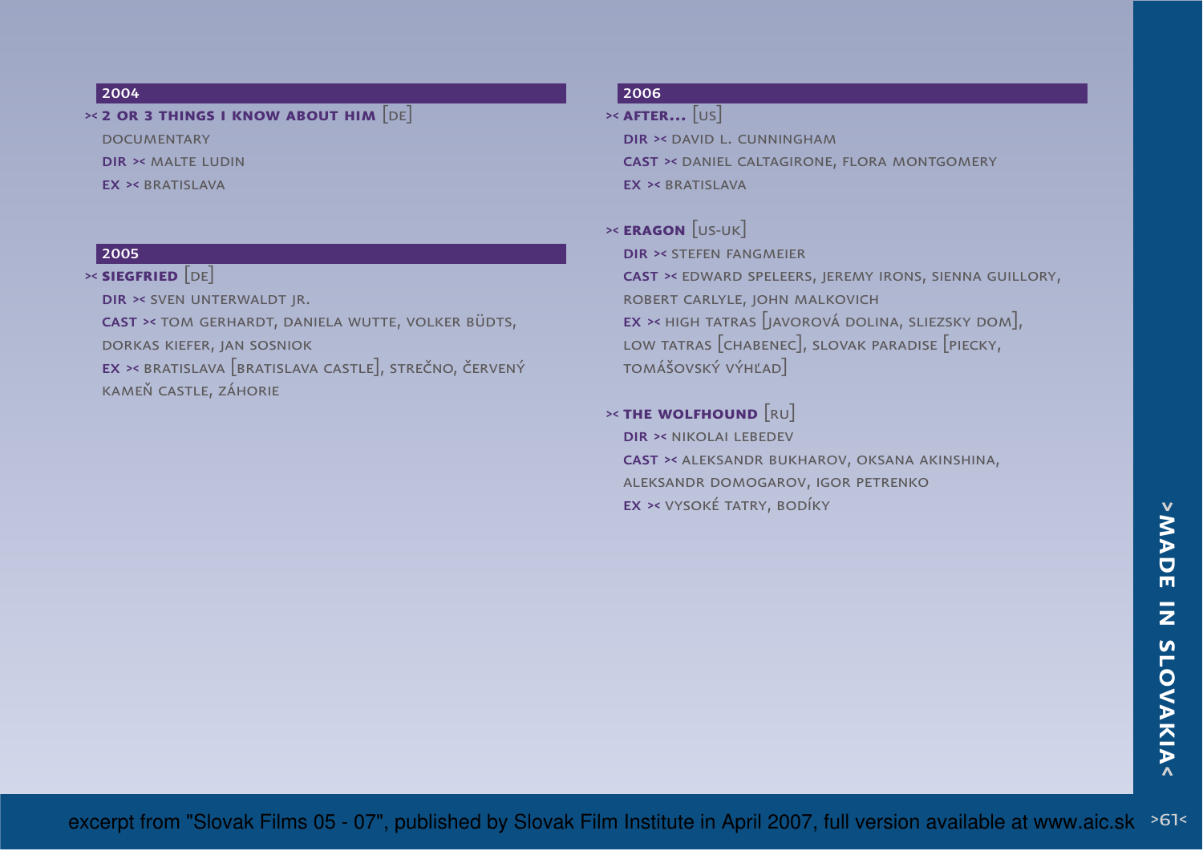## 2004

>< **2 OR 3 THINGS I KNOW ABOUT HIM** [DE]

DOCUMENTARY

**DIR** >< MALTE LUDIN

**EX** >< BRATISLAVA

## 2005

>< **SIEGFRIED** [DE]

**DIR** >< SVEN UNTERWALDT JR.

**CAST** >< TOM GERHARDT, DANIELA WUTTE, VOLKER BÜDTS, DORKAS KIEFER, JAN SOSNIOK

**EX** >< BRATISLAVA [BRATISLAVA CASTLE], STREČNO, ČERVENÝ KAMEŇ CASTLE, ZÁHORIE

## 2006

>< **AFTER...** [US]

**DIR** >< DAVID L. CUNNINGHAM

**CAST** >< DANIEL CALTAGIRONE, FLORA MONTGOMERY

**EX** >< BRATISLAVA

>< **ERAGON** [US-UK]

**DIR** >< STEFEN FANGMEIER

**CAST** >< EDWARD SPELEERS, JEREMY IRONS, SIENNA GUILLORY, ROBERT CARLYLE, JOHN MALKOVICH

**EX** >< HIGH TATRAS [JAVOROVÁ DOLINA, SLIEZSKY DOM], LOW TATRAS [CHABENEC], SLOVAK PARADISE [PIECKY, TOMÁŠOVSKÝ VÝHĽAD]

>< **THE WOLFHOUND** [RU]

**DIR** >< NIKOLAI LEBEDEV

**CAST** >< ALEKSANDR BUKHAROV, OKSANA AKINSHINA, ALEKSANDR DOMOGAROV, IGOR PETRENKO

**EX** >< VYSOKÉ TATRY, BODÍKY

excerpt from "Slovak Films 05 - 07", published by Slovak Film Institute in April 2007, full version available at www.aic.sk